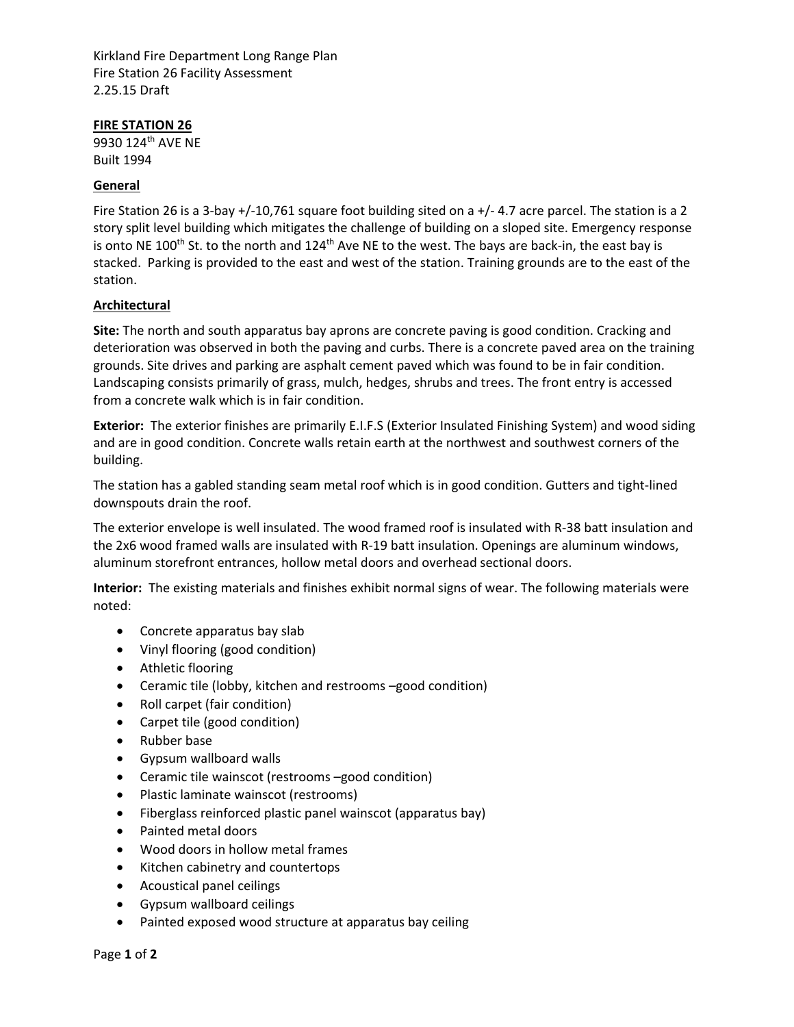Kirkland Fire Department Long Range Plan
Fire Station 26 Facility Assessment
2.25.15 Draft

## FIRE STATION 26

9930 124th AVE NE
Built 1994

### General

Fire Station 26 is a 3-bay +/-10,761 square foot building sited on a +/- 4.7 acre parcel. The station is a 2 story split level building which mitigates the challenge of building on a sloped site. Emergency response is onto NE 100th St. to the north and 124th Ave NE to the west. The bays are back-in, the east bay is stacked. Parking is provided to the east and west of the station. Training grounds are to the east of the station.

### Architectural

**Site:** The north and south apparatus bay aprons are concrete paving is good condition. Cracking and deterioration was observed in both the paving and curbs. There is a concrete paved area on the training grounds. Site drives and parking are asphalt cement paved which was found to be in fair condition. Landscaping consists primarily of grass, mulch, hedges, shrubs and trees. The front entry is accessed from a concrete walk which is in fair condition.

**Exterior:** The exterior finishes are primarily E.I.F.S (Exterior Insulated Finishing System) and wood siding and are in good condition. Concrete walls retain earth at the northwest and southwest corners of the building.

The station has a gabled standing seam metal roof which is in good condition. Gutters and tight-lined downspouts drain the roof.

The exterior envelope is well insulated. The wood framed roof is insulated with R-38 batt insulation and the 2x6 wood framed walls are insulated with R-19 batt insulation. Openings are aluminum windows, aluminum storefront entrances, hollow metal doors and overhead sectional doors.

**Interior:** The existing materials and finishes exhibit normal signs of wear. The following materials were noted:

- Concrete apparatus bay slab
- Vinyl flooring (good condition)
- Athletic flooring
- Ceramic tile (lobby, kitchen and restrooms –good condition)
- Roll carpet (fair condition)
- Carpet tile (good condition)
- Rubber base
- Gypsum wallboard walls
- Ceramic tile wainscot (restrooms –good condition)
- Plastic laminate wainscot (restrooms)
- Fiberglass reinforced plastic panel wainscot (apparatus bay)
- Painted metal doors
- Wood doors in hollow metal frames
- Kitchen cabinetry and countertops
- Acoustical panel ceilings
- Gypsum wallboard ceilings
- Painted exposed wood structure at apparatus bay ceiling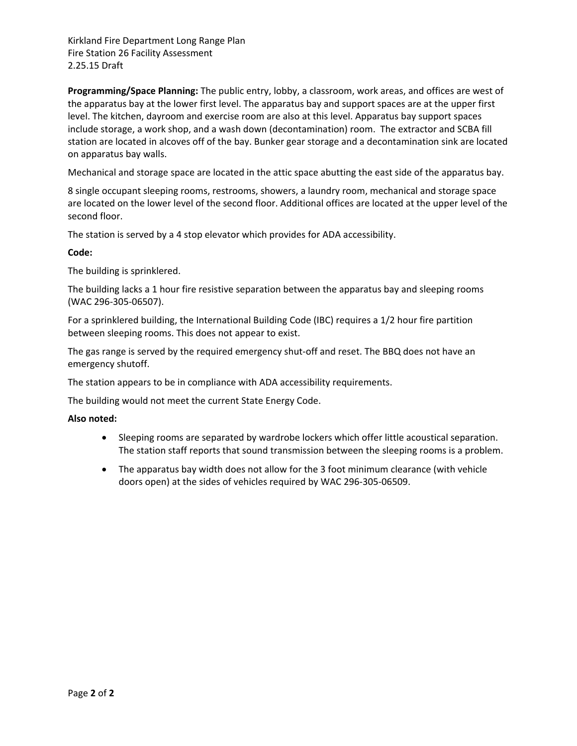**Programming/Space Planning:** The public entry, lobby, a classroom, work areas, and offices are west of the apparatus bay at the lower first level. The apparatus bay and support spaces are at the upper first level. The kitchen, dayroom and exercise room are also at this level. Apparatus bay support spaces include storage, a work shop, and a wash down (decontamination) room. The extractor and SCBA fill station are located in alcoves off of the bay. Bunker gear storage and a decontamination sink are located on apparatus bay walls.

Mechanical and storage space are located in the attic space abutting the east side of the apparatus bay.

8 single occupant sleeping rooms, restrooms, showers, a laundry room, mechanical and storage space are located on the lower level of the second floor. Additional offices are located at the upper level of the second floor.

The station is served by a 4 stop elevator which provides for ADA accessibility.

**Code:**

The building is sprinklered.

The building lacks a 1 hour fire resistive separation between the apparatus bay and sleeping rooms (WAC 296-305-06507).

For a sprinklered building, the International Building Code (IBC) requires a 1/2 hour fire partition between sleeping rooms. This does not appear to exist.

The gas range is served by the required emergency shut-off and reset. The BBQ does not have an emergency shutoff.

The station appears to be in compliance with ADA accessibility requirements.

The building would not meet the current State Energy Code.

**Also noted:**

- Sleeping rooms are separated by wardrobe lockers which offer little acoustical separation. The station staff reports that sound transmission between the sleeping rooms is a problem.
- The apparatus bay width does not allow for the 3 foot minimum clearance (with vehicle doors open) at the sides of vehicles required by WAC 296-305-06509.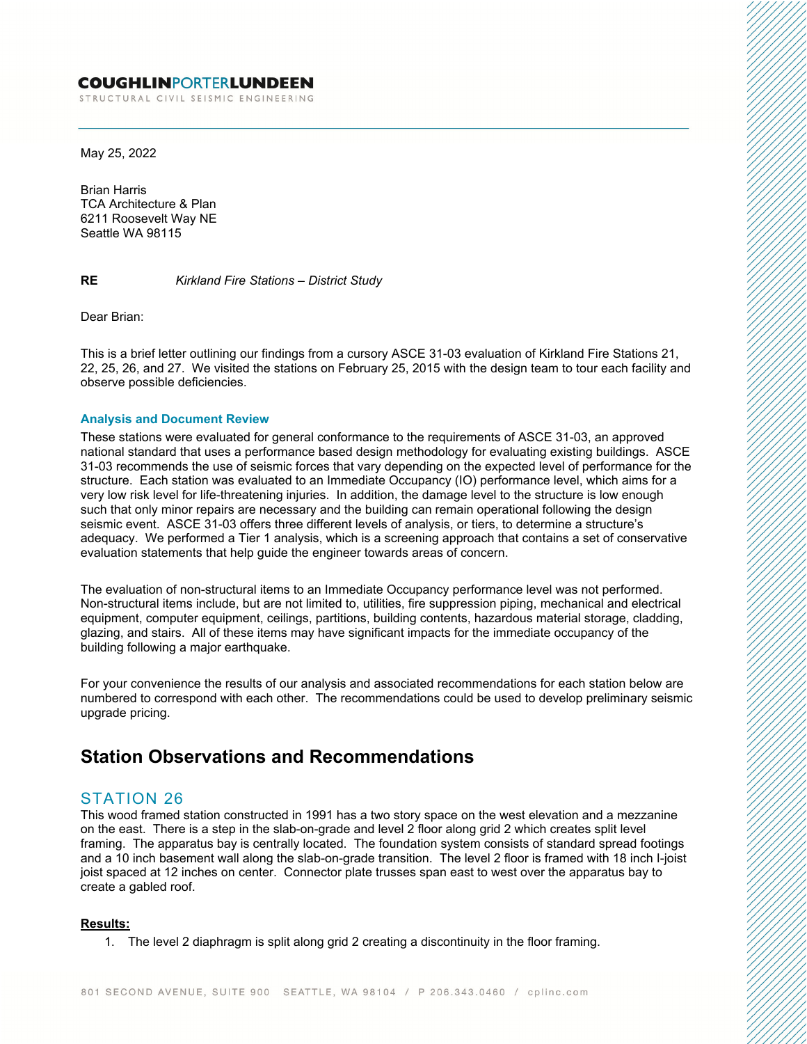**COUGHLINPORTERLUNDEEN**
STRUCTURAL CIVIL SEISMIC ENGINEERING

May 25, 2022

Brian Harris
TCA Architecture & Plan
6211 Roosevelt Way NE
Seattle WA 98115

**RE** *Kirkland Fire Stations – District Study*

Dear Brian:

This is a brief letter outlining our findings from a cursory ASCE 31-03 evaluation of Kirkland Fire Stations 21, 22, 25, 26, and 27. We visited the stations on February 25, 2015 with the design team to tour each facility and observe possible deficiencies.

### Analysis and Document Review

These stations were evaluated for general conformance to the requirements of ASCE 31-03, an approved national standard that uses a performance based design methodology for evaluating existing buildings. ASCE 31-03 recommends the use of seismic forces that vary depending on the expected level of performance for the structure. Each station was evaluated to an Immediate Occupancy (IO) performance level, which aims for a very low risk level for life-threatening injuries. In addition, the damage level to the structure is low enough such that only minor repairs are necessary and the building can remain operational following the design seismic event. ASCE 31-03 offers three different levels of analysis, or tiers, to determine a structure's adequacy. We performed a Tier 1 analysis, which is a screening approach that contains a set of conservative evaluation statements that help guide the engineer towards areas of concern.

The evaluation of non-structural items to an Immediate Occupancy performance level was not performed. Non-structural items include, but are not limited to, utilities, fire suppression piping, mechanical and electrical equipment, computer equipment, ceilings, partitions, building contents, hazardous material storage, cladding, glazing, and stairs. All of these items may have significant impacts for the immediate occupancy of the building following a major earthquake.

For your convenience the results of our analysis and associated recommendations for each station below are numbered to correspond with each other. The recommendations could be used to develop preliminary seismic upgrade pricing.

## Station Observations and Recommendations

### STATION 26

This wood framed station constructed in 1991 has a two story space on the west elevation and a mezzanine on the east. There is a step in the slab-on-grade and level 2 floor along grid 2 which creates split level framing. The apparatus bay is centrally located. The foundation system consists of standard spread footings and a 10 inch basement wall along the slab-on-grade transition. The level 2 floor is framed with 18 inch I-joist joist spaced at 12 inches on center. Connector plate trusses span east to west over the apparatus bay to create a gabled roof.

**Results:**

1. The level 2 diaphragm is split along grid 2 creating a discontinuity in the floor framing.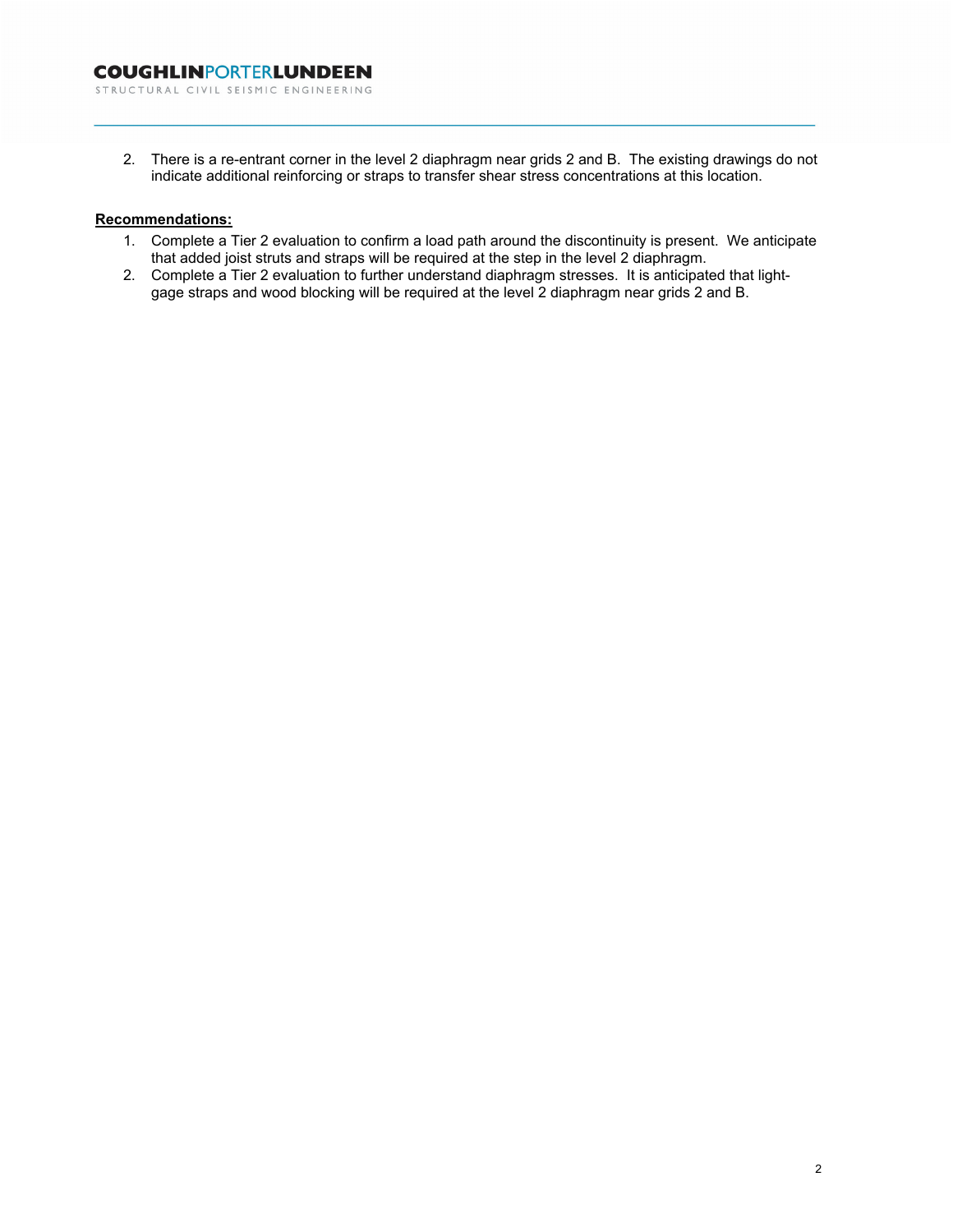2. There is a re-entrant corner in the level 2 diaphragm near grids 2 and B. The existing drawings do not indicate additional reinforcing or straps to transfer shear stress concentrations at this location.

**Recommendations:**

1. Complete a Tier 2 evaluation to confirm a load path around the discontinuity is present. We anticipate that added joist struts and straps will be required at the step in the level 2 diaphragm.
2. Complete a Tier 2 evaluation to further understand diaphragm stresses. It is anticipated that light-gage straps and wood blocking will be required at the level 2 diaphragm near grids 2 and B.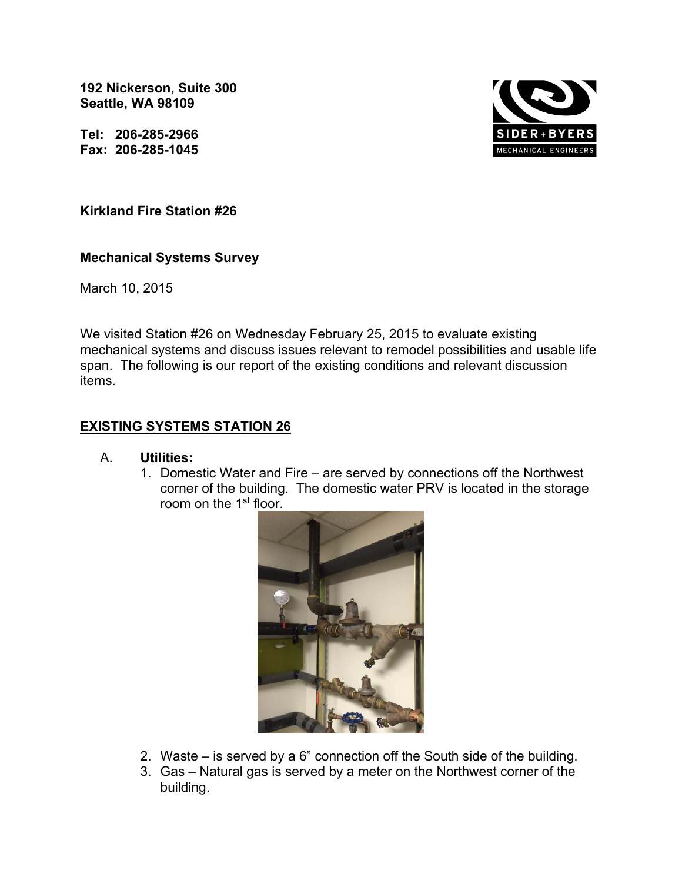192 Nickerson, Suite 300
Seattle, WA 98109

Tel: 206-285-2966
Fax: 206-285-1045

**Kirkland Fire Station #26**

**Mechanical Systems Survey**

March 10, 2015

We visited Station #26 on Wednesday February 25, 2015 to evaluate existing mechanical systems and discuss issues relevant to remodel possibilities and usable life span. The following is our report of the existing conditions and relevant discussion items.

## EXISTING SYSTEMS STATION 26

A. **Utilities:**

1. Domestic Water and Fire – are served by connections off the Northwest corner of the building. The domestic water PRV is located in the storage room on the 1st floor.
2. Waste – is served by a 6" connection off the South side of the building.
3. Gas – Natural gas is served by a meter on the Northwest corner of the building.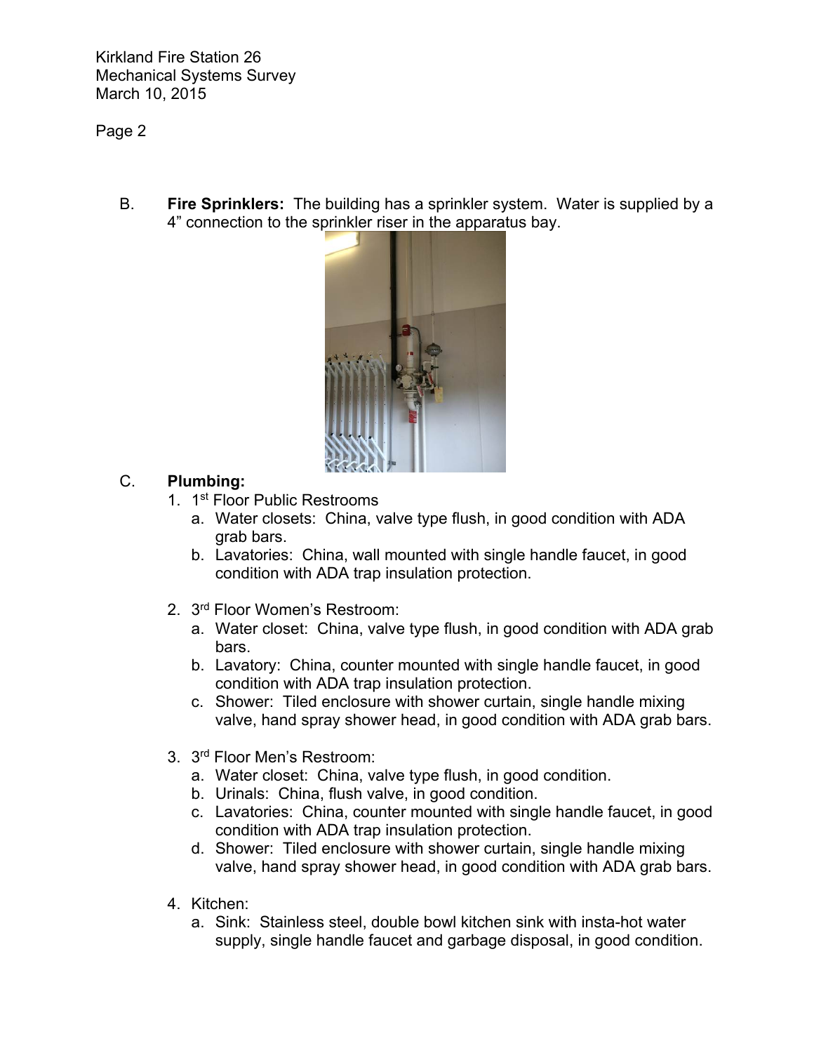B. **Fire Sprinklers:** The building has a sprinkler system. Water is supplied by a 4" connection to the sprinkler riser in the apparatus bay.

C. **Plumbing:**

1. 1st Floor Public Restrooms
   a. Water closets: China, valve type flush, in good condition with ADA grab bars.
   b. Lavatories: China, wall mounted with single handle faucet, in good condition with ADA trap insulation protection.

2. 3rd Floor Women's Restroom:
   a. Water closet: China, valve type flush, in good condition with ADA grab bars.
   b. Lavatory: China, counter mounted with single handle faucet, in good condition with ADA trap insulation protection.
   c. Shower: Tiled enclosure with shower curtain, single handle mixing valve, hand spray shower head, in good condition with ADA grab bars.

3. 3rd Floor Men's Restroom:
   a. Water closet: China, valve type flush, in good condition.
   b. Urinals: China, flush valve, in good condition.
   c. Lavatories: China, counter mounted with single handle faucet, in good condition with ADA trap insulation protection.
   d. Shower: Tiled enclosure with shower curtain, single handle mixing valve, hand spray shower head, in good condition with ADA grab bars.

4. Kitchen:
   a. Sink: Stainless steel, double bowl kitchen sink with insta-hot water supply, single handle faucet and garbage disposal, in good condition.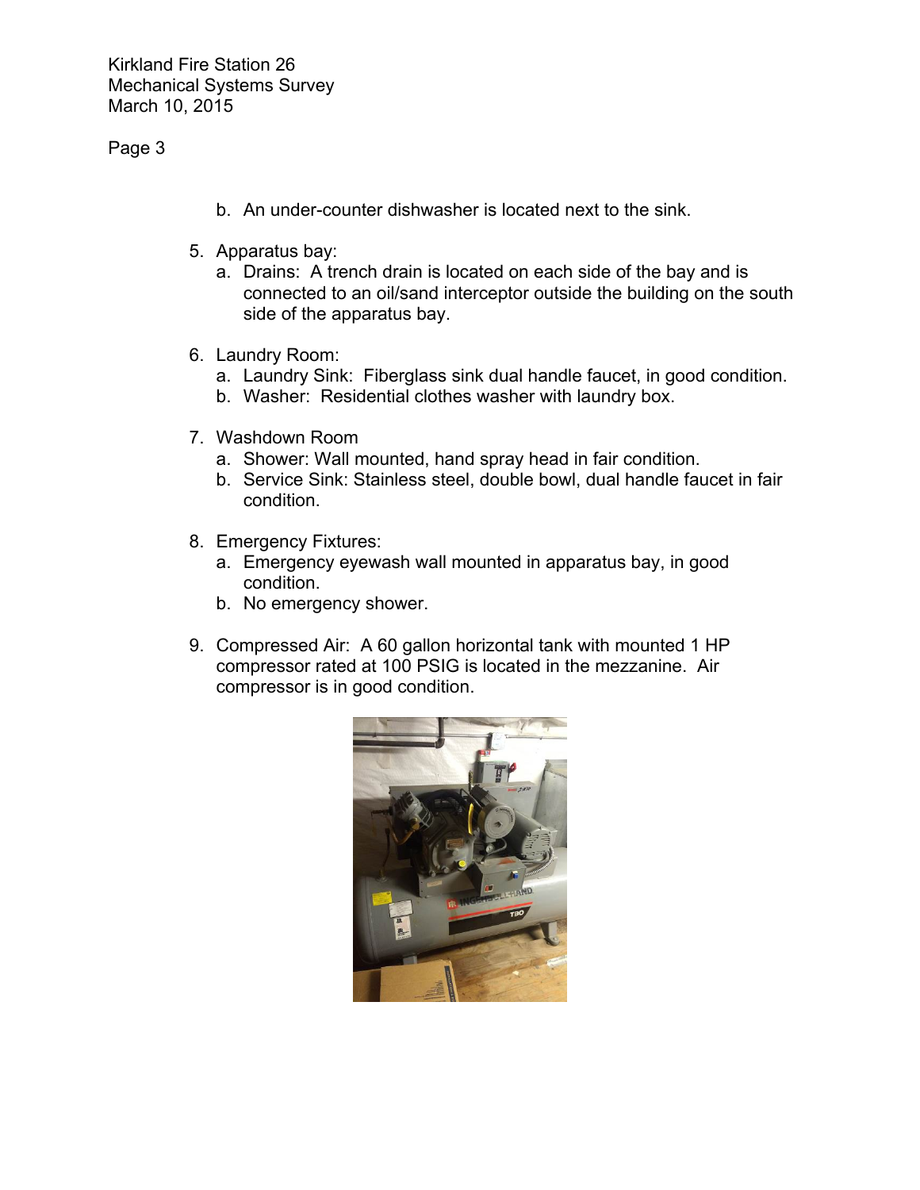b. An under-counter dishwasher is located next to the sink.

5. Apparatus bay:
   a. Drains: A trench drain is located on each side of the bay and is connected to an oil/sand interceptor outside the building on the south side of the apparatus bay.

6. Laundry Room:
   a. Laundry Sink: Fiberglass sink dual handle faucet, in good condition.
   b. Washer: Residential clothes washer with laundry box.

7. Washdown Room
   a. Shower: Wall mounted, hand spray head in fair condition.
   b. Service Sink: Stainless steel, double bowl, dual handle faucet in fair condition.

8. Emergency Fixtures:
   a. Emergency eyewash wall mounted in apparatus bay, in good condition.
   b. No emergency shower.

9. Compressed Air: A 60 gallon horizontal tank with mounted 1 HP compressor rated at 100 PSIG is located in the mezzanine. Air compressor is in good condition.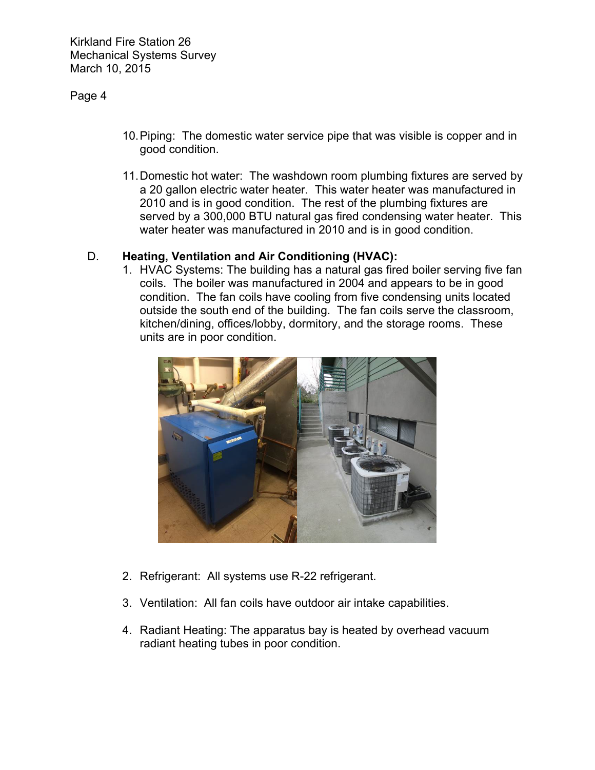10. Piping: The domestic water service pipe that was visible is copper and in good condition.

11. Domestic hot water: The washdown room plumbing fixtures are served by a 20 gallon electric water heater. This water heater was manufactured in 2010 and is in good condition. The rest of the plumbing fixtures are served by a 300,000 BTU natural gas fired condensing water heater. This water heater was manufactured in 2010 and is in good condition.

D. **Heating, Ventilation and Air Conditioning (HVAC):**

1. HVAC Systems: The building has a natural gas fired boiler serving five fan coils. The boiler was manufactured in 2004 and appears to be in good condition. The fan coils have cooling from five condensing units located outside the south end of the building. The fan coils serve the classroom, kitchen/dining, offices/lobby, dormitory, and the storage rooms. These units are in poor condition.

2. Refrigerant: All systems use R-22 refrigerant.

3. Ventilation: All fan coils have outdoor air intake capabilities.

4. Radiant Heating: The apparatus bay is heated by overhead vacuum radiant heating tubes in poor condition.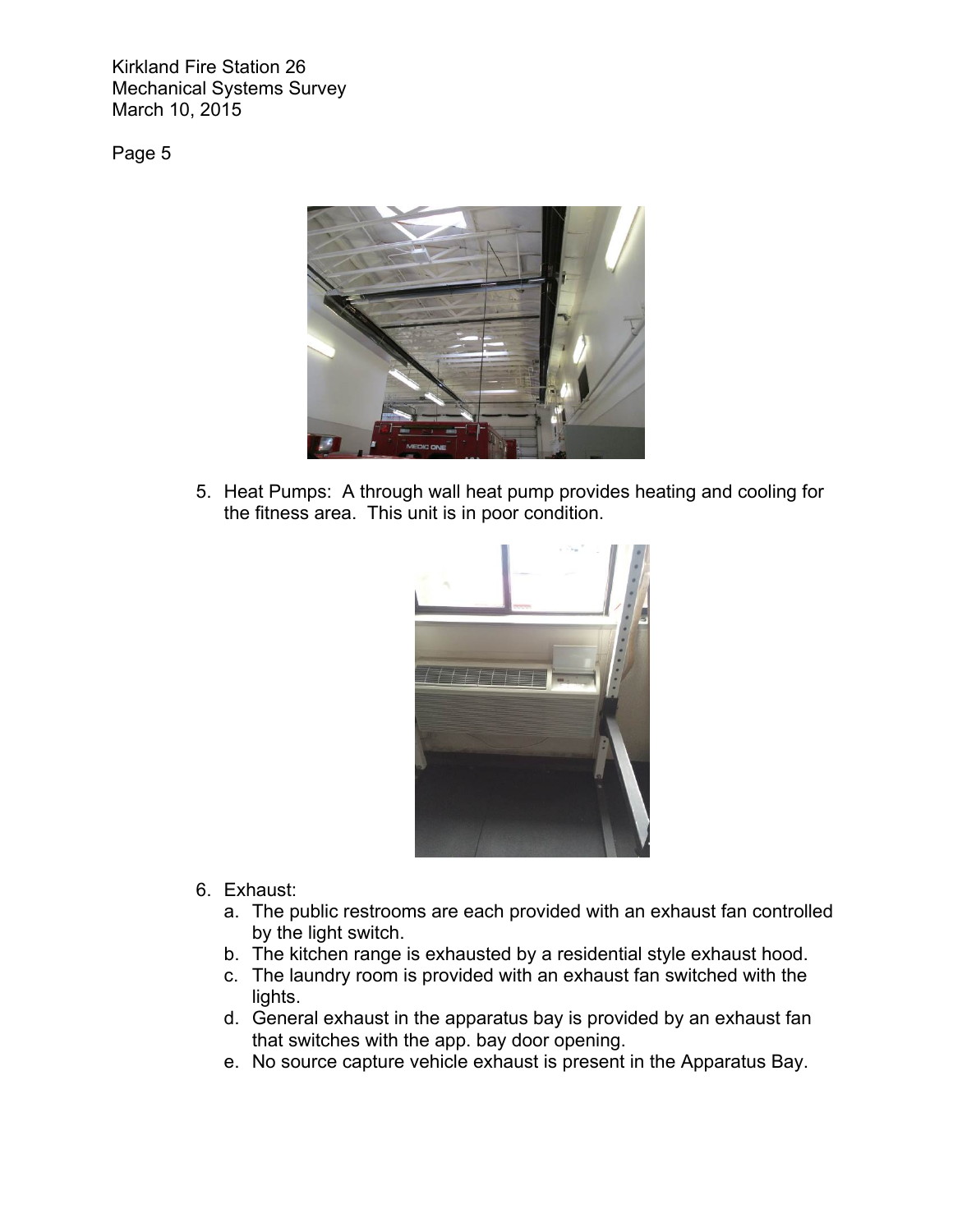5. Heat Pumps: A through wall heat pump provides heating and cooling for the fitness area. This unit is in poor condition.

6. Exhaust:
   a. The public restrooms are each provided with an exhaust fan controlled by the light switch.
   b. The kitchen range is exhausted by a residential style exhaust hood.
   c. The laundry room is provided with an exhaust fan switched with the lights.
   d. General exhaust in the apparatus bay is provided by an exhaust fan that switches with the app. bay door opening.
   e. No source capture vehicle exhaust is present in the Apparatus Bay.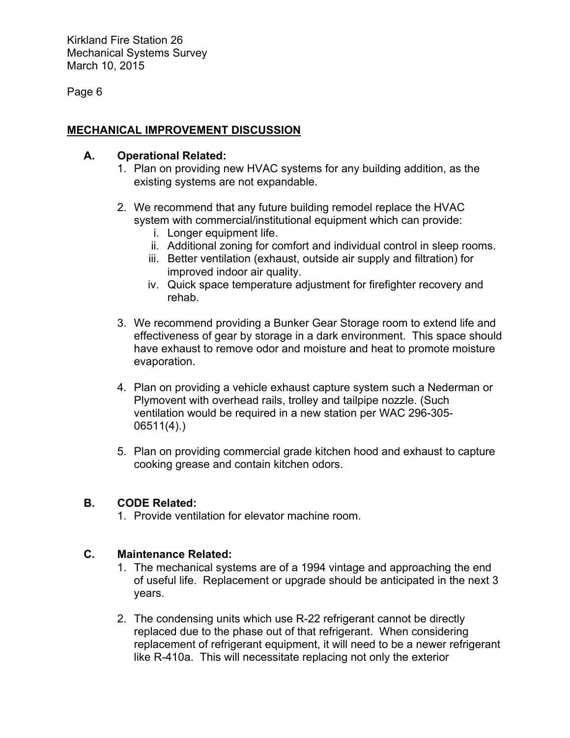## MECHANICAL IMPROVEMENT DISCUSSION

### A. Operational Related:

1. Plan on providing new HVAC systems for any building addition, as the existing systems are not expandable.

2. We recommend that any future building remodel replace the HVAC system with commercial/institutional equipment which can provide:
   i. Longer equipment life.
   ii. Additional zoning for comfort and individual control in sleep rooms.
   iii. Better ventilation (exhaust, outside air supply and filtration) for improved indoor air quality.
   iv. Quick space temperature adjustment for firefighter recovery and rehab.

3. We recommend providing a Bunker Gear Storage room to extend life and effectiveness of gear by storage in a dark environment. This space should have exhaust to remove odor and moisture and heat to promote moisture evaporation.

4. Plan on providing a vehicle exhaust capture system such a Nederman or Plymovent with overhead rails, trolley and tailpipe nozzle. (Such ventilation would be required in a new station per WAC 296-305-06511(4).)

5. Plan on providing commercial grade kitchen hood and exhaust to capture cooking grease and contain kitchen odors.

### B. CODE Related:

1. Provide ventilation for elevator machine room.

### C. Maintenance Related:

1. The mechanical systems are of a 1994 vintage and approaching the end of useful life. Replacement or upgrade should be anticipated in the next 3 years.

2. The condensing units which use R-22 refrigerant cannot be directly replaced due to the phase out of that refrigerant. When considering replacement of refrigerant equipment, it will need to be a newer refrigerant like R-410a. This will necessitate replacing not only the exterior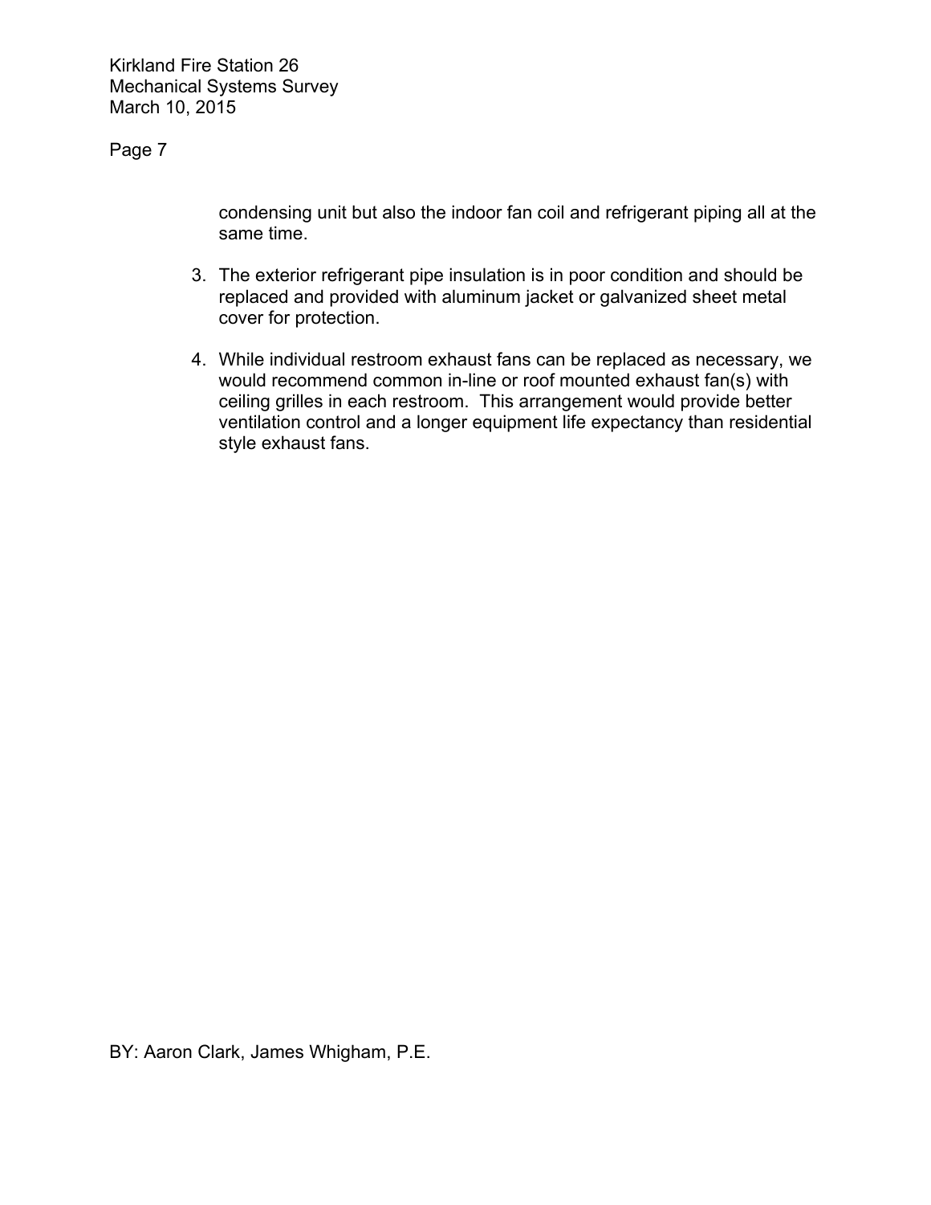condensing unit but also the indoor fan coil and refrigerant piping all at the same time.

3. The exterior refrigerant pipe insulation is in poor condition and should be replaced and provided with aluminum jacket or galvanized sheet metal cover for protection.

4. While individual restroom exhaust fans can be replaced as necessary, we would recommend common in-line or roof mounted exhaust fan(s) with ceiling grilles in each restroom. This arrangement would provide better ventilation control and a longer equipment life expectancy than residential style exhaust fans.

BY: Aaron Clark, James Whigham, P.E.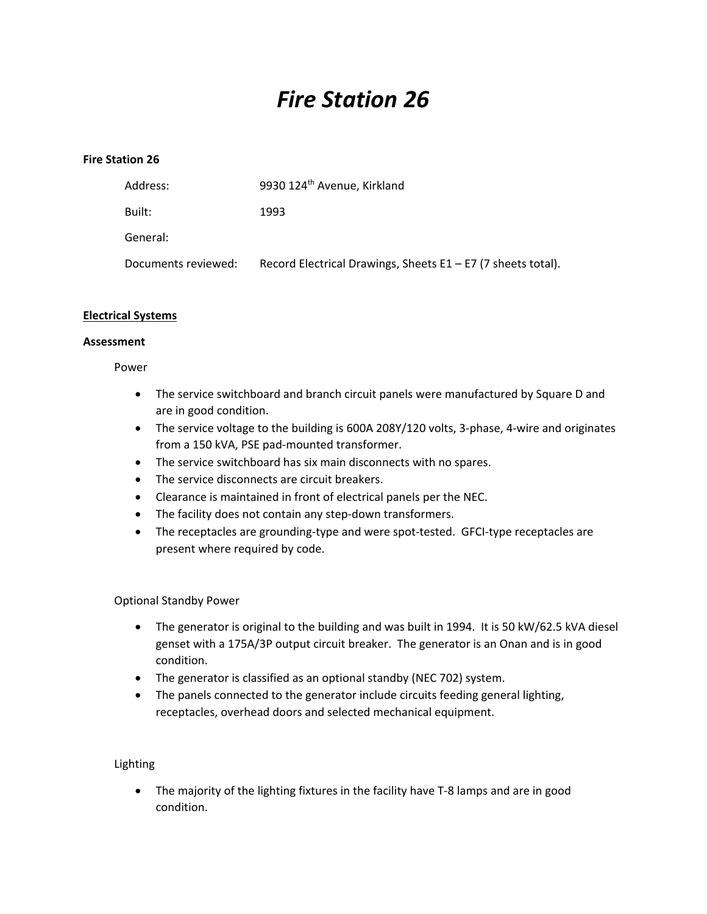# *Fire Station 26*

**Fire Station 26**

Address: 9930 124th Avenue, Kirkland

Built: 1993

General:

Documents reviewed: Record Electrical Drawings, Sheets E1 – E7 (7 sheets total).

**Electrical Systems**

**Assessment**

Power

- The service switchboard and branch circuit panels were manufactured by Square D and are in good condition.
- The service voltage to the building is 600A 208Y/120 volts, 3-phase, 4-wire and originates from a 150 kVA, PSE pad-mounted transformer.
- The service switchboard has six main disconnects with no spares.
- The service disconnects are circuit breakers.
- Clearance is maintained in front of electrical panels per the NEC.
- The facility does not contain any step-down transformers.
- The receptacles are grounding-type and were spot-tested. GFCI-type receptacles are present where required by code.

Optional Standby Power

- The generator is original to the building and was built in 1994. It is 50 kW/62.5 kVA diesel genset with a 175A/3P output circuit breaker. The generator is an Onan and is in good condition.
- The generator is classified as an optional standby (NEC 702) system.
- The panels connected to the generator include circuits feeding general lighting, receptacles, overhead doors and selected mechanical equipment.

Lighting

- The majority of the lighting fixtures in the facility have T-8 lamps and are in good condition.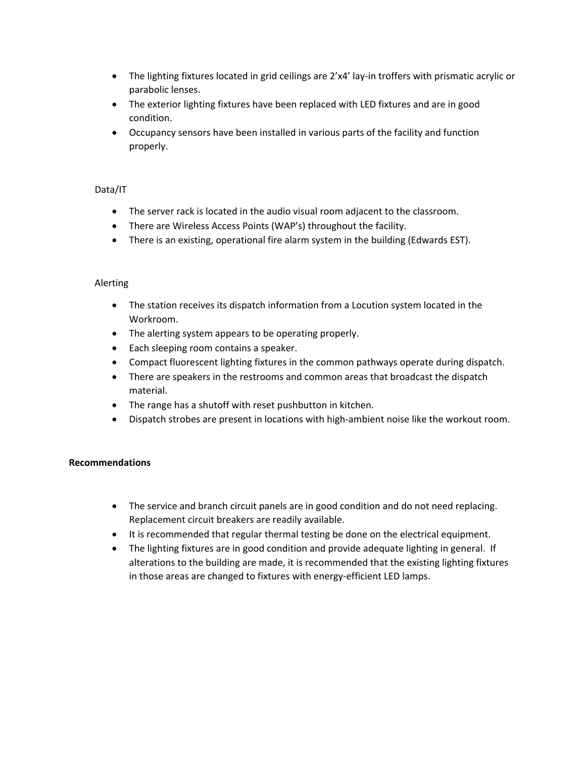- The lighting fixtures located in grid ceilings are 2'x4' lay-in troffers with prismatic acrylic or parabolic lenses.
- The exterior lighting fixtures have been replaced with LED fixtures and are in good condition.
- Occupancy sensors have been installed in various parts of the facility and function properly.

Data/IT

- The server rack is located in the audio visual room adjacent to the classroom.
- There are Wireless Access Points (WAP's) throughout the facility.
- There is an existing, operational fire alarm system in the building (Edwards EST).

Alerting

- The station receives its dispatch information from a Locution system located in the Workroom.
- The alerting system appears to be operating properly.
- Each sleeping room contains a speaker.
- Compact fluorescent lighting fixtures in the common pathways operate during dispatch.
- There are speakers in the restrooms and common areas that broadcast the dispatch material.
- The range has a shutoff with reset pushbutton in kitchen.
- Dispatch strobes are present in locations with high-ambient noise like the workout room.

**Recommendations**

- The service and branch circuit panels are in good condition and do not need replacing. Replacement circuit breakers are readily available.
- It is recommended that regular thermal testing be done on the electrical equipment.
- The lighting fixtures are in good condition and provide adequate lighting in general. If alterations to the building are made, it is recommended that the existing lighting fixtures in those areas are changed to fixtures with energy-efficient LED lamps.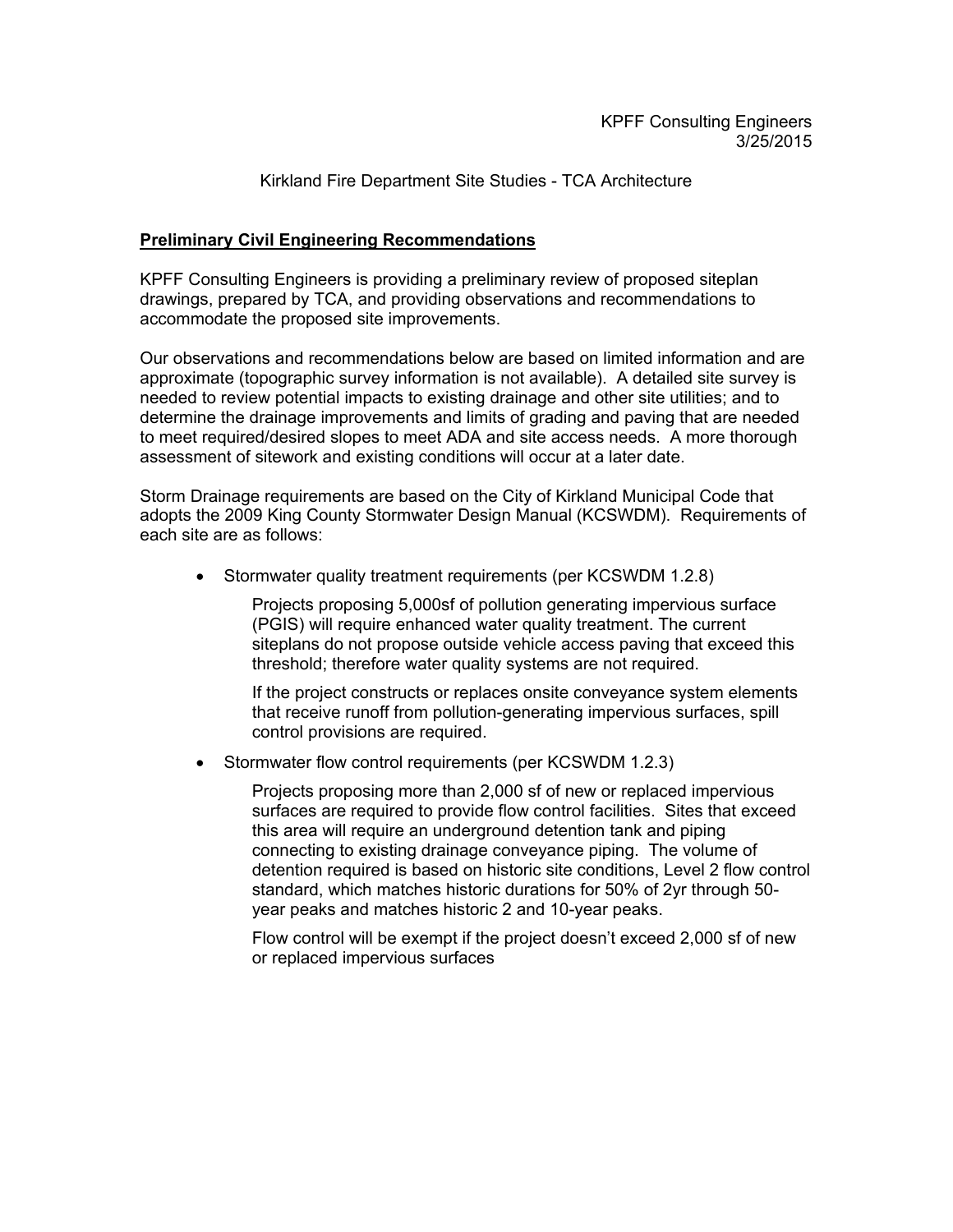KPFF Consulting Engineers
3/25/2015

Kirkland Fire Department Site Studies - TCA Architecture

**<u>Preliminary Civil Engineering Recommendations</u>**

KPFF Consulting Engineers is providing a preliminary review of proposed siteplan drawings, prepared by TCA, and providing observations and recommendations to accommodate the proposed site improvements.

Our observations and recommendations below are based on limited information and are approximate (topographic survey information is not available). A detailed site survey is needed to review potential impacts to existing drainage and other site utilities; and to determine the drainage improvements and limits of grading and paving that are needed to meet required/desired slopes to meet ADA and site access needs. A more thorough assessment of sitework and existing conditions will occur at a later date.

Storm Drainage requirements are based on the City of Kirkland Municipal Code that adopts the 2009 King County Stormwater Design Manual (KCSWDM). Requirements of each site are as follows:

- Stormwater quality treatment requirements (per KCSWDM 1.2.8)

  Projects proposing 5,000sf of pollution generating impervious surface (PGIS) will require enhanced water quality treatment. The current siteplans do not propose outside vehicle access paving that exceed this threshold; therefore water quality systems are not required.

  If the project constructs or replaces onsite conveyance system elements that receive runoff from pollution-generating impervious surfaces, spill control provisions are required.

- Stormwater flow control requirements (per KCSWDM 1.2.3)

  Projects proposing more than 2,000 sf of new or replaced impervious surfaces are required to provide flow control facilities. Sites that exceed this area will require an underground detention tank and piping connecting to existing drainage conveyance piping. The volume of detention required is based on historic site conditions, Level 2 flow control standard, which matches historic durations for 50% of 2yr through 50-year peaks and matches historic 2 and 10-year peaks.

  Flow control will be exempt if the project doesn't exceed 2,000 sf of new or replaced impervious surfaces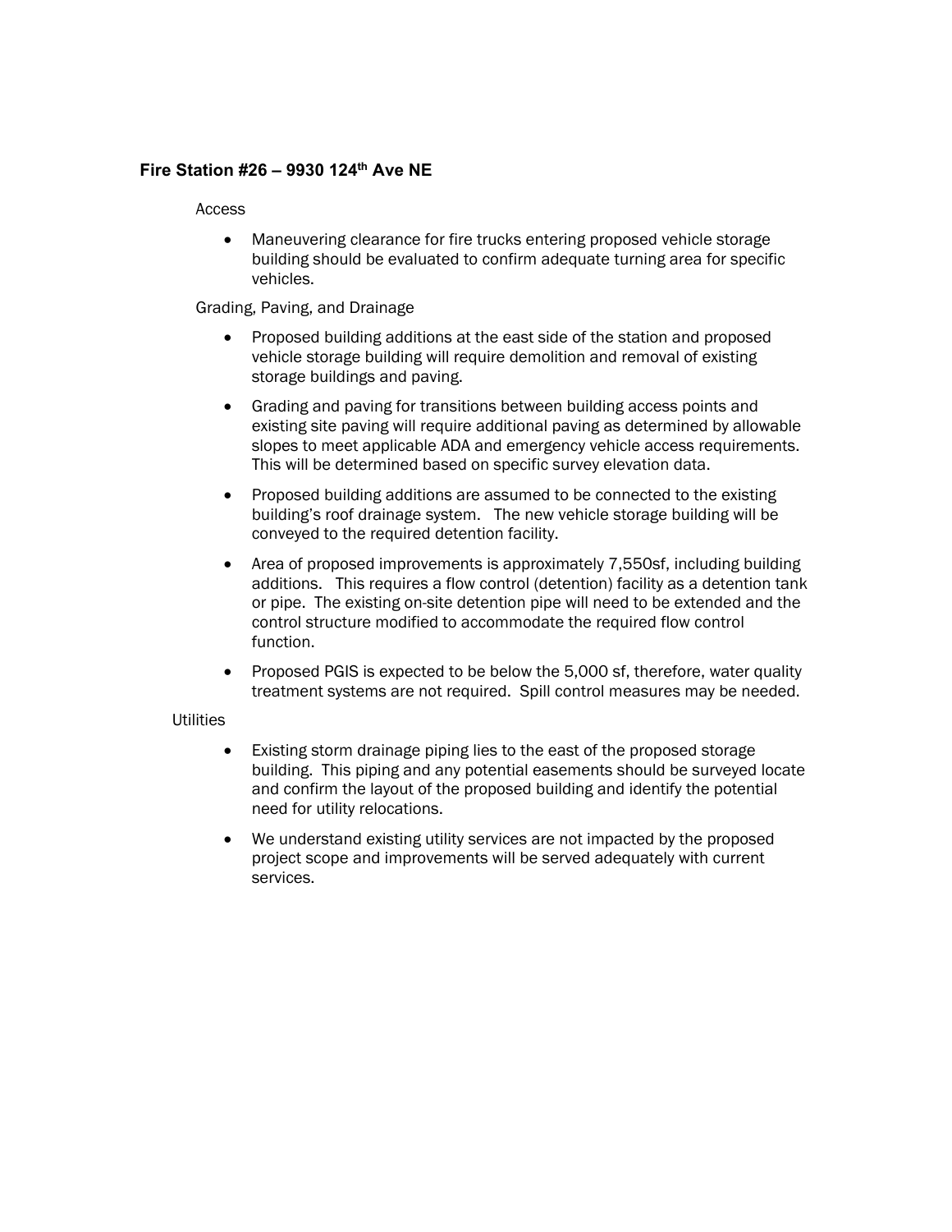### Fire Station #26 – 9930 124th Ave NE

Access

- Maneuvering clearance for fire trucks entering proposed vehicle storage building should be evaluated to confirm adequate turning area for specific vehicles.

Grading, Paving, and Drainage

- Proposed building additions at the east side of the station and proposed vehicle storage building will require demolition and removal of existing storage buildings and paving.
- Grading and paving for transitions between building access points and existing site paving will require additional paving as determined by allowable slopes to meet applicable ADA and emergency vehicle access requirements. This will be determined based on specific survey elevation data.
- Proposed building additions are assumed to be connected to the existing building's roof drainage system. The new vehicle storage building will be conveyed to the required detention facility.
- Area of proposed improvements is approximately 7,550sf, including building additions. This requires a flow control (detention) facility as a detention tank or pipe. The existing on-site detention pipe will need to be extended and the control structure modified to accommodate the required flow control function.
- Proposed PGIS is expected to be below the 5,000 sf, therefore, water quality treatment systems are not required. Spill control measures may be needed.

Utilities

- Existing storm drainage piping lies to the east of the proposed storage building. This piping and any potential easements should be surveyed locate and confirm the layout of the proposed building and identify the potential need for utility relocations.
- We understand existing utility services are not impacted by the proposed project scope and improvements will be served adequately with current services.